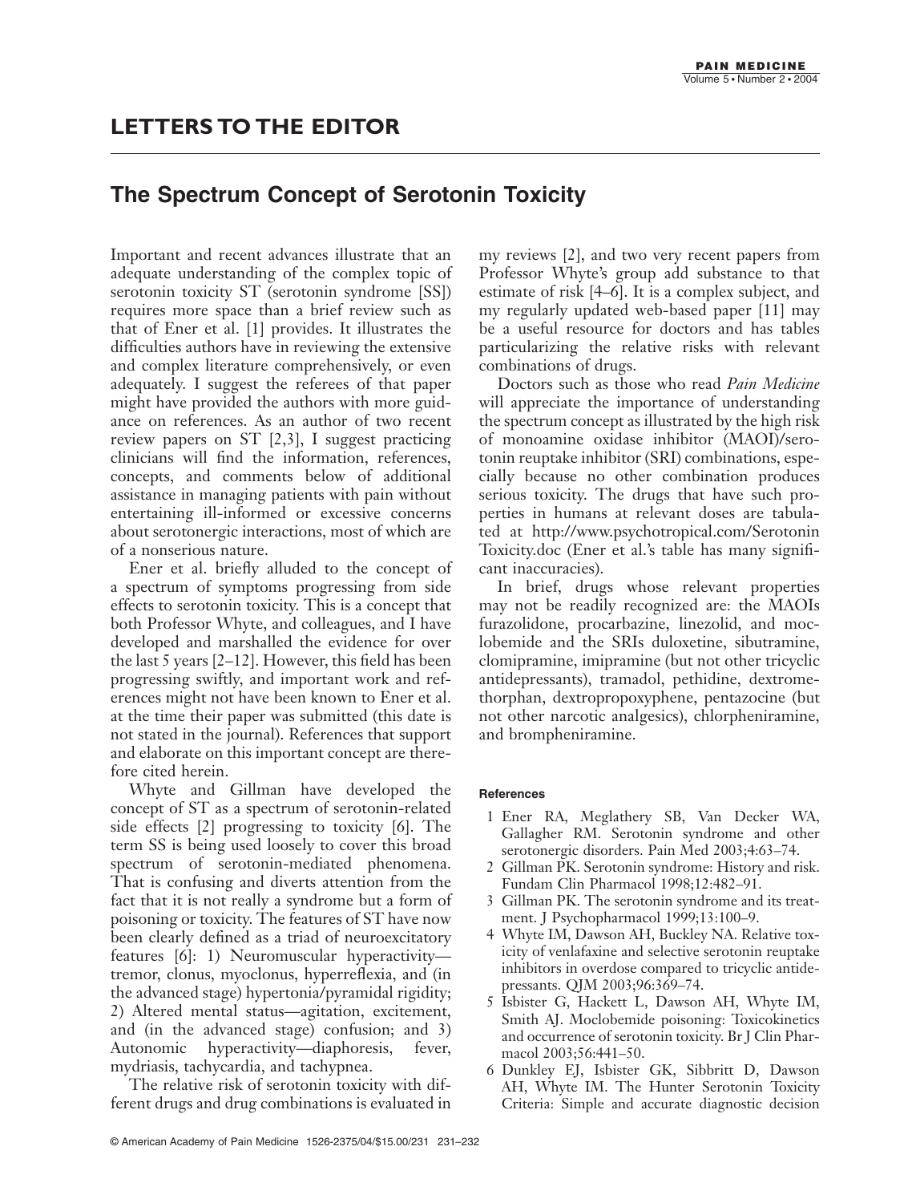# LETTERS TO THE EDITOR

## The Spectrum Concept of Serotonin Toxicity

Important and recent advances illustrate that an adequate understanding of the complex topic of serotonin toxicity ST (serotonin syndrome [SS]) requires more space than a brief review such as that of Ener et al. [1] provides. It illustrates the difficulties authors have in reviewing the extensive and complex literature comprehensively, or even adequately. I suggest the referees of that paper might have provided the authors with more guidance on references. As an author of two recent review papers on ST [2,3], I suggest practicing clinicians will find the information, references, concepts, and comments below of additional assistance in managing patients with pain without entertaining ill-informed or excessive concerns about serotonergic interactions, most of which are of a nonserious nature.

Ener et al. briefly alluded to the concept of a spectrum of symptoms progressing from side effects to serotonin toxicity. This is a concept that both Professor Whyte, and colleagues, and I have developed and marshalled the evidence for over the last 5 years [2–12]. However, this field has been progressing swiftly, and important work and references might not have been known to Ener et al. at the time their paper was submitted (this date is not stated in the journal). References that support and elaborate on this important concept are therefore cited herein.

Whyte and Gillman have developed the concept of ST as a spectrum of serotonin-related side effects [2] progressing to toxicity [6]. The term SS is being used loosely to cover this broad spectrum of serotonin-mediated phenomena. That is confusing and diverts attention from the fact that it is not really a syndrome but a form of poisoning or toxicity. The features of ST have now been clearly defined as a triad of neuroexcitatory features [6]: 1) Neuromuscular hyperactivity—tremor, clonus, myoclonus, hyperreflexia, and (in the advanced stage) hypertonia/pyramidal rigidity; 2) Altered mental status—agitation, excitement, and (in the advanced stage) confusion; and 3) Autonomic hyperactivity—diaphoresis, fever, mydriasis, tachycardia, and tachypnea.

The relative risk of serotonin toxicity with different drugs and drug combinations is evaluated in my reviews [2], and two very recent papers from Professor Whyte's group add substance to that estimate of risk [4–6]. It is a complex subject, and my regularly updated web-based paper [11] may be a useful resource for doctors and has tables particularizing the relative risks with relevant combinations of drugs.

Doctors such as those who read *Pain Medicine* will appreciate the importance of understanding the spectrum concept as illustrated by the high risk of monoamine oxidase inhibitor (MAOI)/serotonin reuptake inhibitor (SRI) combinations, especially because no other combination produces serious toxicity. The drugs that have such properties in humans at relevant doses are tabulated at http://www.psychotropical.com/SerotoninToxicity.doc (Ener et al.'s table has many significant inaccuracies).

In brief, drugs whose relevant properties may not be readily recognized are: the MAOIs furazolidone, procarbazine, linezolid, and moclobemide and the SRIs duloxetine, sibutramine, clomipramine, imipramine (but not other tricyclic antidepressants), tramadol, pethidine, dextromethorphan, dextropropoxyphene, pentazocine (but not other narcotic analgesics), chlorpheniramine, and brompheniramine.

#### References

1. Ener RA, Meglathery SB, Van Decker WA, Gallagher RM. Serotonin syndrome and other serotonergic disorders. Pain Med 2003;4:63–74.
2. Gillman PK. Serotonin syndrome: History and risk. Fundam Clin Pharmacol 1998;12:482–91.
3. Gillman PK. The serotonin syndrome and its treatment. J Psychopharmacol 1999;13:100–9.
4. Whyte IM, Dawson AH, Buckley NA. Relative toxicity of venlafaxine and selective serotonin reuptake inhibitors in overdose compared to tricyclic antidepressants. QJM 2003;96:369–74.
5. Isbister G, Hackett L, Dawson AH, Whyte IM, Smith AJ. Moclobemide poisoning: Toxicokinetics and occurrence of serotonin toxicity. Br J Clin Pharmacol 2003;56:441–50.
6. Dunkley EJ, Isbister GK, Sibbritt D, Dawson AH, Whyte IM. The Hunter Serotonin Toxicity Criteria: Simple and accurate diagnostic decision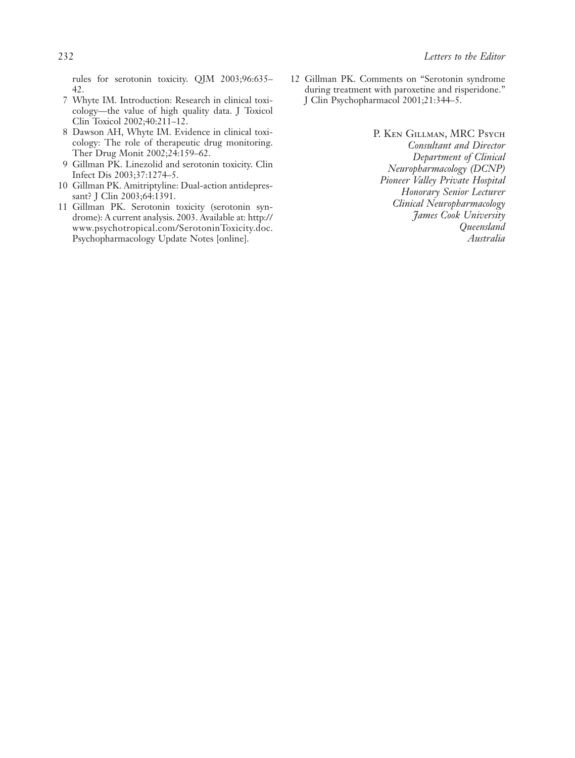rules for serotonin toxicity. QJM 2003;96:635–42.

7 Whyte IM. Introduction: Research in clinical toxicology—the value of high quality data. J Toxicol Clin Toxicol 2002;40:211–12.

8 Dawson AH, Whyte IM. Evidence in clinical toxicology: The role of therapeutic drug monitoring. Ther Drug Monit 2002;24:159–62.

9 Gillman PK. Linezolid and serotonin toxicity. Clin Infect Dis 2003;37:1274–5.

10 Gillman PK. Amitriptyline: Dual-action antidepressant? J Clin 2003;64:1391.

11 Gillman PK. Serotonin toxicity (serotonin syndrome): A current analysis. 2003. Available at: http://www.psychotropical.com/SerotoninToxicity.doc. Psychopharmacology Update Notes [online].

12 Gillman PK. Comments on "Serotonin syndrome during treatment with paroxetine and risperidone." J Clin Psychopharmacol 2001;21:344–5.

P. Ken Gillman, MRC Psych
*Consultant and Director*
*Department of Clinical*
*Neuropharmacology (DCNP)*
*Pioneer Valley Private Hospital*
*Honorary Senior Lecturer*
*Clinical Neuropharmacology*
*James Cook University*
*Queensland*
*Australia*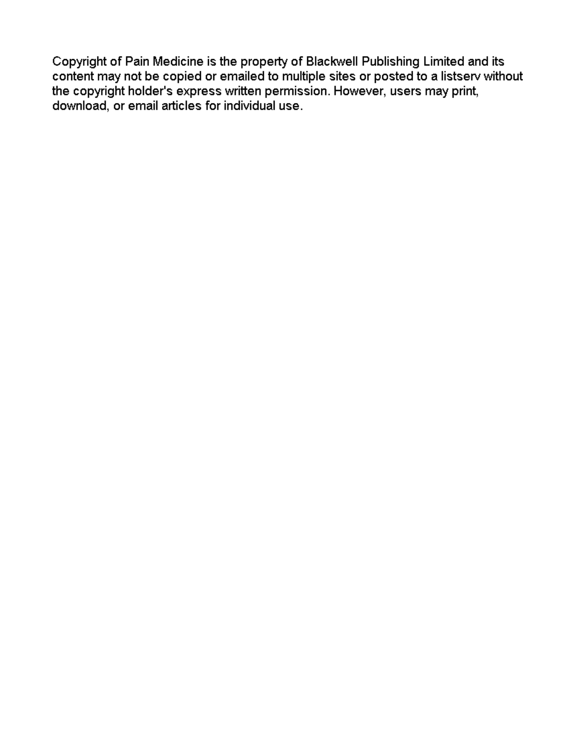Copyright of Pain Medicine is the property of Blackwell Publishing Limited and its content may not be copied or emailed to multiple sites or posted to a listserv without the copyright holder's express written permission. However, users may print, download, or email articles for individual use.